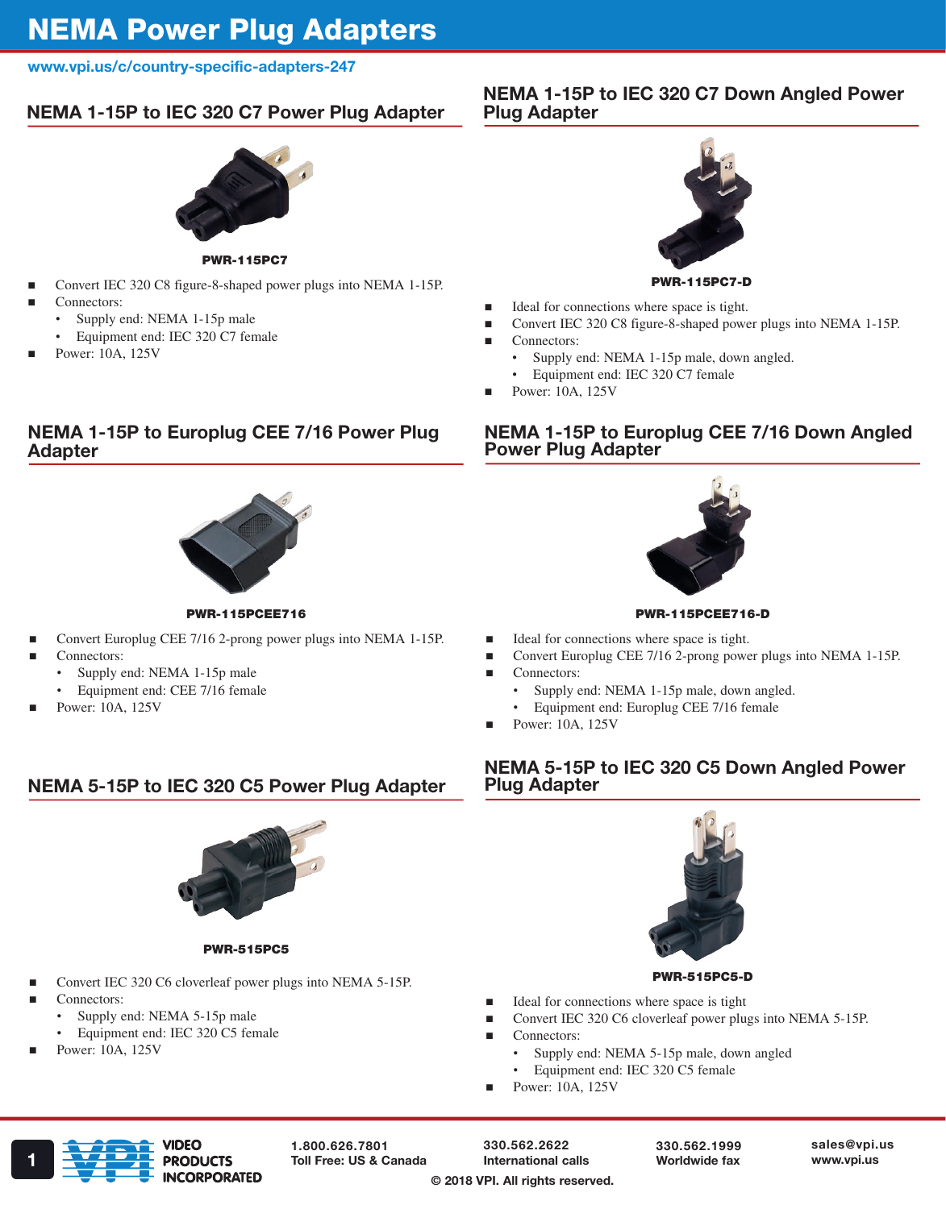# NEMA Power Plug Adapters

www.vpi.us/c/country-specific-adapters-247

## NEMA 1-15P to IEC 320 C7 Power Plug Adapter

**PWR-115PC7**

- Convert IEC 320 C8 figure-8-shaped power plugs into NEMA 1-15P.
- Connectors:
  - Supply end: NEMA 1-15p male
  - Equipment end: IEC 320 C7 female
- Power: 10A, 125V

## NEMA 1-15P to IEC 320 C7 Down Angled Power Plug Adapter

**PWR-115PC7-D**

- Ideal for connections where space is tight.
- Convert IEC 320 C8 figure-8-shaped power plugs into NEMA 1-15P.
- Connectors:
  - Supply end: NEMA 1-15p male, down angled.
  - Equipment end: IEC 320 C7 female
- Power: 10A, 125V

## NEMA 1-15P to Europlug CEE 7/16 Power Plug Adapter

**PWR-115PCEE716**

- Convert Europlug CEE 7/16 2-prong power plugs into NEMA 1-15P.
- Connectors:
  - Supply end: NEMA 1-15p male
  - Equipment end: CEE 7/16 female
- Power: 10A, 125V

## NEMA 1-15P to Europlug CEE 7/16 Down Angled Power Plug Adapter

**PWR-115PCEE716-D**

- Ideal for connections where space is tight.
- Convert Europlug CEE 7/16 2-prong power plugs into NEMA 1-15P.
- Connectors:
  - Supply end: NEMA 1-15p male, down angled.
  - Equipment end: Europlug CEE 7/16 female
- Power: 10A, 125V

## NEMA 5-15P to IEC 320 C5 Power Plug Adapter

**PWR-515PC5**

- Convert IEC 320 C6 cloverleaf power plugs into NEMA 5-15P.
- Connectors:
  - Supply end: NEMA 5-15p male
  - Equipment end: IEC 320 C5 female
- Power: 10A, 125V

## NEMA 5-15P to IEC 320 C5 Down Angled Power Plug Adapter

**PWR-515PC5-D**

- Ideal for connections where space is tight
- Convert IEC 320 C6 cloverleaf power plugs into NEMA 5-15P.
- Connectors:
  - Supply end: NEMA 5-15p male, down angled
  - Equipment end: IEC 320 C5 female
- Power: 10A, 125V

VIDEO PRODUCTS INCORPORATED

1.800.626.7801 Toll Free: US & Canada | 330.562.2622 International calls | 330.562.1999 Worldwide fax | sales@vpi.us www.vpi.us

© 2018 VPI. All rights reserved.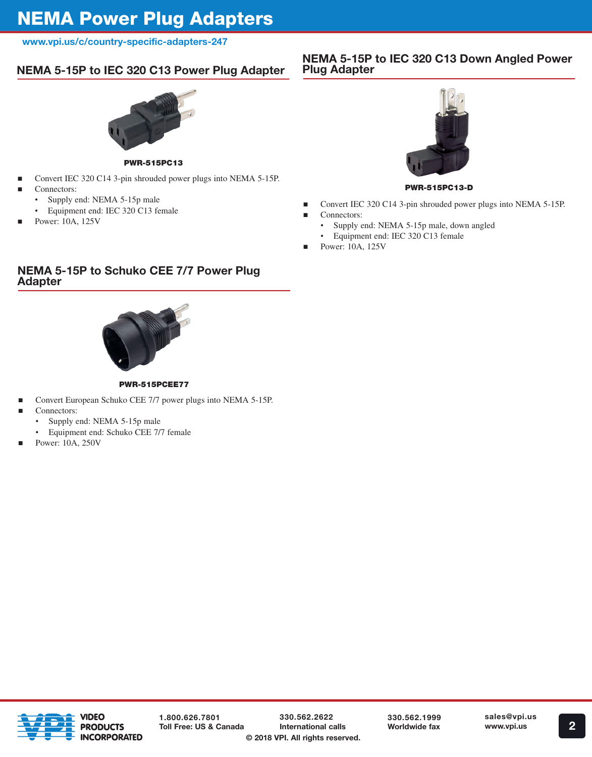# NEMA Power Plug Adapters

www.vpi.us/c/country-specific-adapters-247

## NEMA 5-15P to IEC 320 C13 Power Plug Adapter

**PWR-515PC13**

- Convert IEC 320 C14 3-pin shrouded power plugs into NEMA 5-15P.
- Connectors:
  - Supply end: NEMA 5-15p male
  - Equipment end: IEC 320 C13 female
- Power: 10A, 125V

## NEMA 5-15P to IEC 320 C13 Down Angled Power Plug Adapter

**PWR-515PC13-D**

- Convert IEC 320 C14 3-pin shrouded power plugs into NEMA 5-15P.
- Connectors:
  - Supply end: NEMA 5-15p male, down angled
  - Equipment end: IEC 320 C13 female
- Power: 10A, 125V

## NEMA 5-15P to Schuko CEE 7/7 Power Plug Adapter

**PWR-515PCEE77**

- Convert European Schuko CEE 7/7 power plugs into NEMA 5-15P.
- Connectors:
  - Supply end: NEMA 5-15p male
  - Equipment end: Schuko CEE 7/7 female
- Power: 10A, 250V

VIDEO PRODUCTS INCORPORATED

1.800.626.7801 Toll Free: US & Canada | 330.562.2622 International calls | 330.562.1999 Worldwide fax | sales@vpi.us www.vpi.us

© 2018 VPI. All rights reserved.